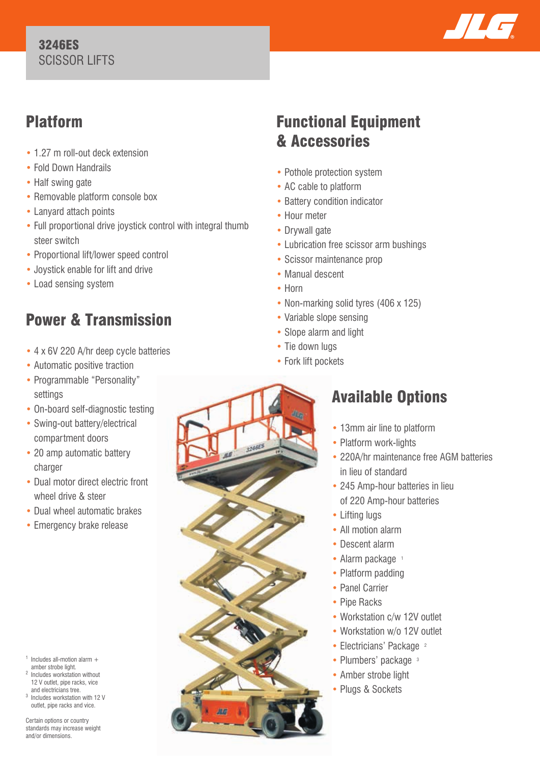# 3246ES
SCISSOR LIFTS

## Platform

- 1.27 m roll-out deck extension
- Fold Down Handrails
- Half swing gate
- Removable platform console box
- Lanyard attach points
- Full proportional drive joystick control with integral thumb steer switch
- Proportional lift/lower speed control
- Joystick enable for lift and drive
- Load sensing system

## Power & Transmission

- 4 x 6V 220 A/hr deep cycle batteries
- Automatic positive traction
- Programmable "Personality" settings
- On-board self-diagnostic testing
- Swing-out battery/electrical compartment doors
- 20 amp automatic battery charger
- Dual motor direct electric front wheel drive & steer
- Dual wheel automatic brakes
- Emergency brake release

## Functional Equipment & Accessories

- Pothole protection system
- AC cable to platform
- Battery condition indicator
- Hour meter
- Drywall gate
- Lubrication free scissor arm bushings
- Scissor maintenance prop
- Manual descent
- Horn
- Non-marking solid tyres (406 x 125)
- Variable slope sensing
- Slope alarm and light
- Tie down lugs
- Fork lift pockets

## Available Options

- 13mm air line to platform
- Platform work-lights
- 220A/hr maintenance free AGM batteries in lieu of standard
- 245 Amp-hour batteries in lieu of 220 Amp-hour batteries
- Lifting lugs
- All motion alarm
- Descent alarm
- Alarm package [1]
- Platform padding
- Panel Carrier
- Pipe Racks
- Workstation c/w 12V outlet
- Workstation w/o 12V outlet
- Electricians' Package [2]
- Plumbers' package [3]
- Amber strobe light
- Plugs & Sockets

[1] Includes all-motion alarm + amber strobe light.
[2] Includes workstation without 12 V outlet, pipe racks, vice and electricians tree.
[3] Includes workstation with 12 V outlet, pipe racks and vice.

Certain options or country standards may increase weight and/or dimensions.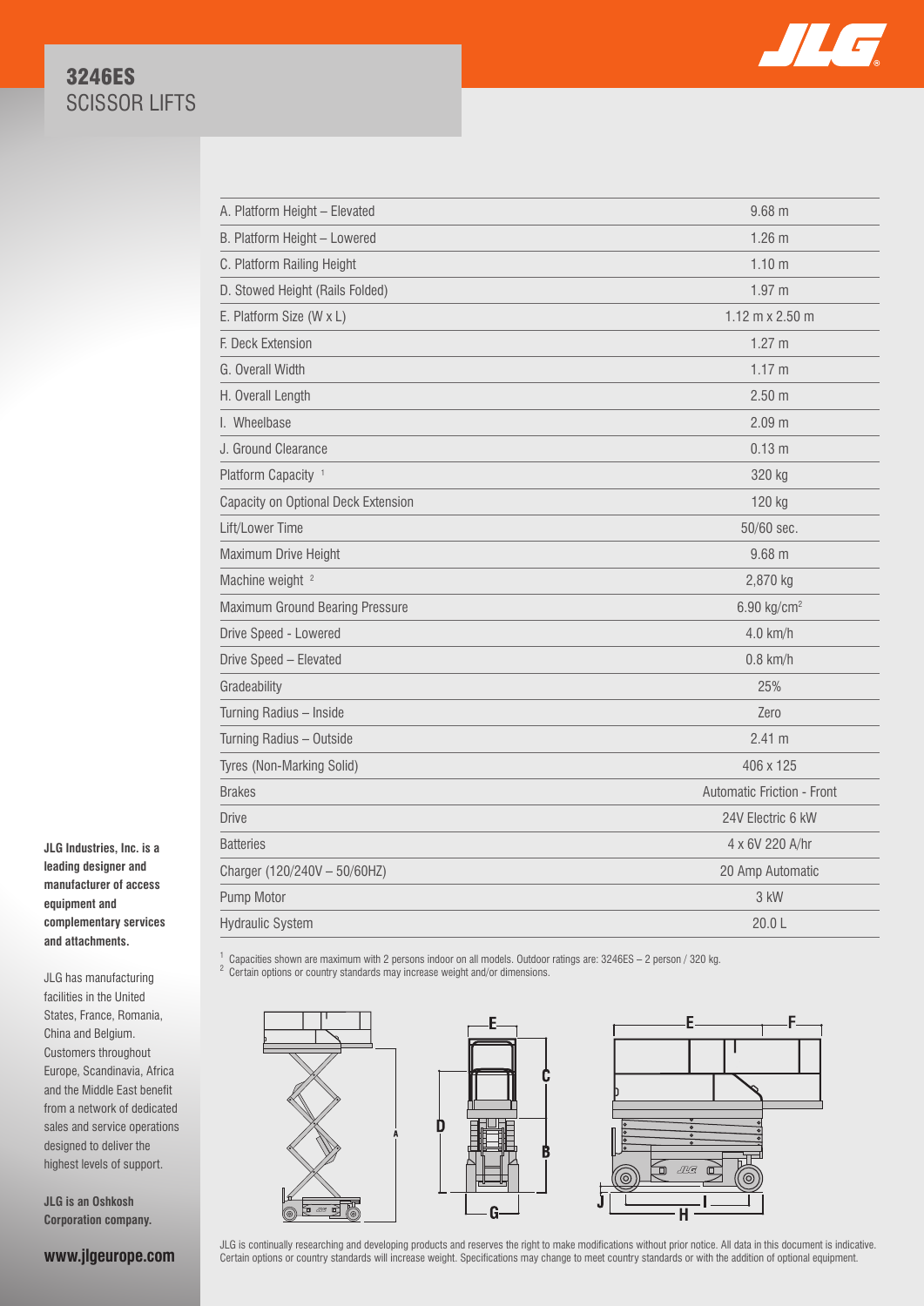# 3246ES

## SCISSOR LIFTS

| | |
|---|---|
| A. Platform Height – Elevated | 9.68 m |
| B. Platform Height – Lowered | 1.26 m |
| C. Platform Railing Height | 1.10 m |
| D. Stowed Height (Rails Folded) | 1.97 m |
| E. Platform Size (W x L) | 1.12 m x 2.50 m |
| F. Deck Extension | 1.27 m |
| G. Overall Width | 1.17 m |
| H. Overall Length | 2.50 m |
| I. Wheelbase | 2.09 m |
| J. Ground Clearance | 0.13 m |
| Platform Capacity [1] | 320 kg |
| Capacity on Optional Deck Extension | 120 kg |
| Lift/Lower Time | 50/60 sec. |
| Maximum Drive Height | 9.68 m |
| Machine weight [2] | 2,870 kg |
| Maximum Ground Bearing Pressure | 6.90 kg/cm$^2$ |
| Drive Speed - Lowered | 4.0 km/h |
| Drive Speed – Elevated | 0.8 km/h |
| Gradeability | 25% |
| Turning Radius – Inside | Zero |
| Turning Radius – Outside | 2.41 m |
| Tyres (Non-Marking Solid) | 406 x 125 |
| Brakes | Automatic Friction - Front |
| Drive | 24V Electric 6 kW |
| Batteries | 4 x 6V 220 A/hr |
| Charger (120/240V – 50/60HZ) | 20 Amp Automatic |
| Pump Motor | 3 kW |
| Hydraulic System | 20.0 L |

[1] Capacities shown are maximum with 2 persons indoor on all models. Outdoor ratings are: 3246ES – 2 person / 320 kg.
[2] Certain options or country standards may increase weight and/or dimensions.

A B C D E F G H I J

**JLG Industries, Inc. is a leading designer and manufacturer of access equipment and complementary services and attachments.**

JLG has manufacturing facilities in the United States, France, Romania, China and Belgium. Customers throughout Europe, Scandinavia, Africa and the Middle East benefit from a network of dedicated sales and service operations designed to deliver the highest levels of support.

**JLG is an Oshkosh Corporation company.**

**www.jlgeurope.com**

JLG is continually researching and developing products and reserves the right to make modifications without prior notice. All data in this document is indicative. Certain options or country standards will increase weight. Specifications may change to meet country standards or with the addition of optional equipment.